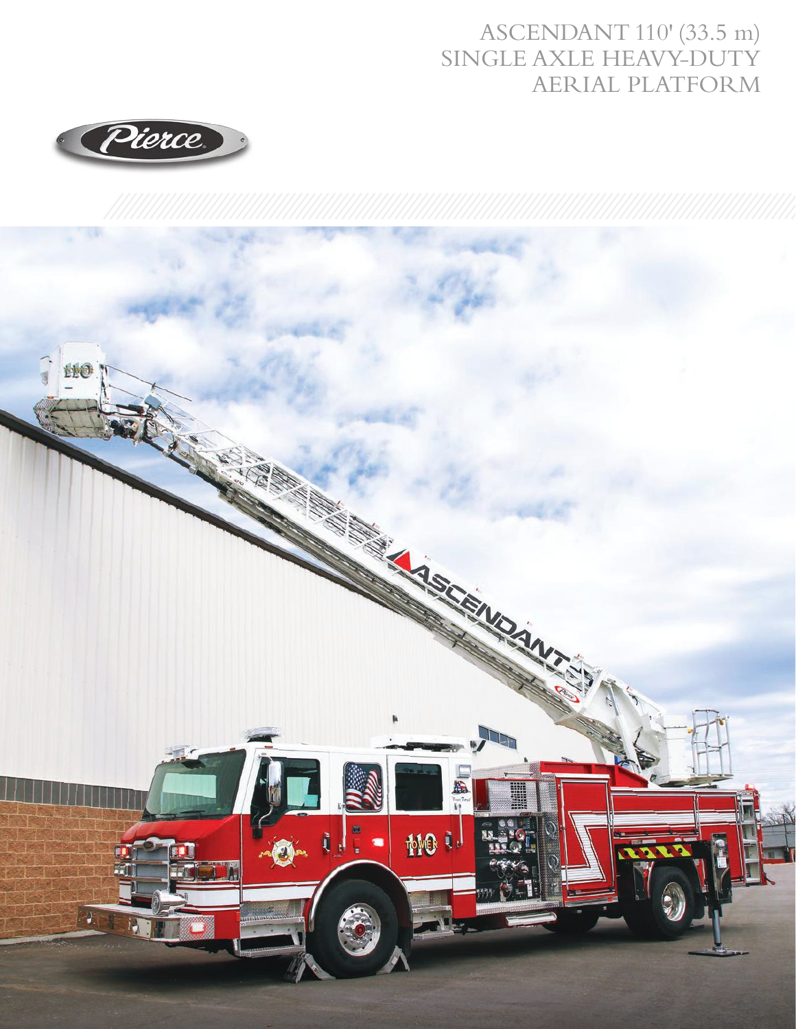# ASCENDANT 110' (33.5 m) SINGLE AXLE HEAVY-DUTY AERIAL PLATFORM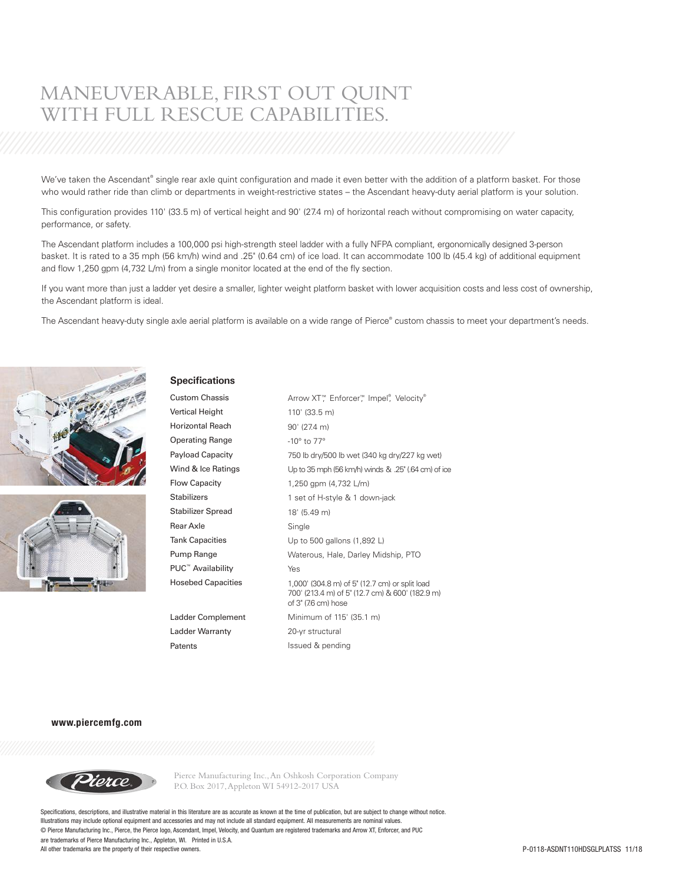# MANEUVERABLE, FIRST OUT QUINT WITH FULL RESCUE CAPABILITIES.

We've taken the Ascendant® single rear axle quint configuration and made it even better with the addition of a platform basket. For those who would rather ride than climb or departments in weight-restrictive states – the Ascendant heavy-duty aerial platform is your solution.

This configuration provides 110' (33.5 m) of vertical height and 90' (27.4 m) of horizontal reach without compromising on water capacity, performance, or safety.

The Ascendant platform includes a 100,000 psi high-strength steel ladder with a fully NFPA compliant, ergonomically designed 3-person basket. It is rated to a 35 mph (56 km/h) wind and .25" (0.64 cm) of ice load. It can accommodate 100 lb (45.4 kg) of additional equipment and flow 1,250 gpm (4,732 L/m) from a single monitor located at the end of the fly section.

If you want more than just a ladder yet desire a smaller, lighter weight platform basket with lower acquisition costs and less cost of ownership, the Ascendant platform is ideal.

The Ascendant heavy-duty single axle aerial platform is available on a wide range of Pierce® custom chassis to meet your department's needs.

### Specifications

| | |
|---|---|
| Custom Chassis | Arrow XT™, Enforcer™, Impel®, Velocity® |
| Vertical Height | 110' (33.5 m) |
| Horizontal Reach | 90' (27.4 m) |
| Operating Range | -10° to 77° |
| Payload Capacity | 750 lb dry/500 lb wet (340 kg dry/227 kg wet) |
| Wind & Ice Ratings | Up to 35 mph (56 km/h) winds & .25" (.64 cm) of ice |
| Flow Capacity | 1,250 gpm (4,732 L/m) |
| Stabilizers | 1 set of H-style & 1 down-jack |
| Stabilizer Spread | 18' (5.49 m) |
| Rear Axle | Single |
| Tank Capacities | Up to 500 gallons (1,892 L) |
| Pump Range | Waterous, Hale, Darley Midship, PTO |
| PUC™ Availability | Yes |
| Hosebed Capacities | 1,000' (304.8 m) of 5" (12.7 cm) or split load 700' (213.4 m) of 5" (12.7 cm) & 600' (182.9 m) of 3" (7.6 cm) hose |
| Ladder Complement | Minimum of 115' (35.1 m) |
| Ladder Warranty | 20-yr structural |
| Patents | Issued & pending |

**www.piercemfg.com**

Pierce Manufacturing Inc., An Oshkosh Corporation Company
P.O. Box 2017, Appleton WI 54912-2017 USA

Specifications, descriptions, and illustrative material in this literature are as accurate as known at the time of publication, but are subject to change without notice. Illustrations may include optional equipment and accessories and may not include all standard equipment. All measurements are nominal values.
© Pierce Manufacturing Inc., Pierce, the Pierce logo, Ascendant, Impel, Velocity, and Quantum are registered trademarks and Arrow XT, Enforcer, and PUC are trademarks of Pierce Manufacturing Inc., Appleton, WI. Printed in U.S.A.
All other trademarks are the property of their respective owners.

P-0118-ASDNT110HDSGLPLATSS 11/18